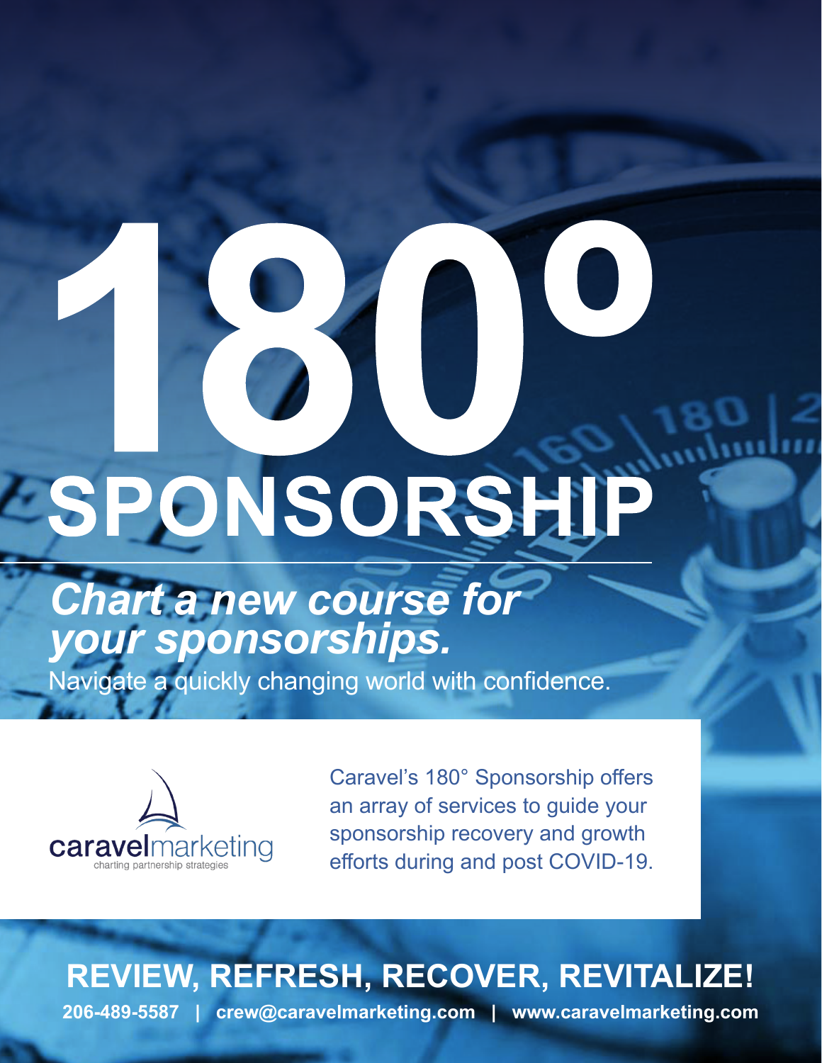# 180° SPONSORSHIP

## *Chart a new course for your sponsorships.*

Navigate a quickly changing world with confidence.

caravelmarketing
charting partnership strategies

Caravel's 180° Sponsorship offers an array of services to guide your sponsorship recovery and growth efforts during and post COVID-19.

## REVIEW, REFRESH, RECOVER, REVITALIZE!

**206-489-5587 | crew@caravelmarketing.com | www.caravelmarketing.com**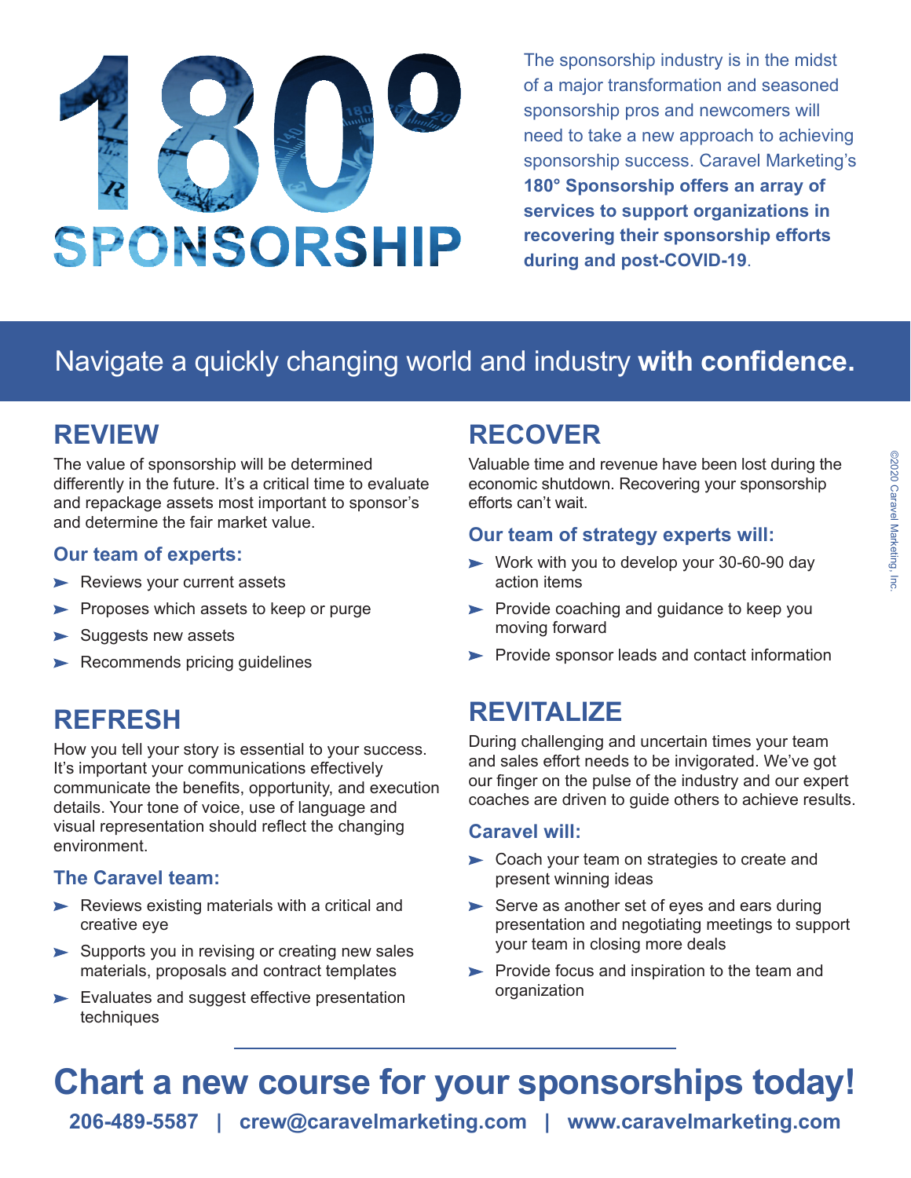# 180° SPONSORSHIP

The sponsorship industry is in the midst of a major transformation and seasoned sponsorship pros and newcomers will need to take a new approach to achieving sponsorship success. Caravel Marketing's **180° Sponsorship offers an array of services to support organizations in recovering their sponsorship efforts during and post-COVID-19**.

## Navigate a quickly changing world and industry **with confidence.**

## REVIEW

The value of sponsorship will be determined differently in the future. It's a critical time to evaluate and repackage assets most important to sponsor's and determine the fair market value.

### Our team of experts:

- Reviews your current assets
- Proposes which assets to keep or purge
- Suggests new assets
- Recommends pricing guidelines

## REFRESH

How you tell your story is essential to your success. It's important your communications effectively communicate the benefits, opportunity, and execution details. Your tone of voice, use of language and visual representation should reflect the changing environment.

### The Caravel team:

- Reviews existing materials with a critical and creative eye
- Supports you in revising or creating new sales materials, proposals and contract templates
- Evaluates and suggest effective presentation techniques

## RECOVER

Valuable time and revenue have been lost during the economic shutdown. Recovering your sponsorship efforts can't wait.

### Our team of strategy experts will:

- Work with you to develop your 30-60-90 day action items
- Provide coaching and guidance to keep you moving forward
- Provide sponsor leads and contact information

## REVITALIZE

During challenging and uncertain times your team and sales effort needs to be invigorated. We've got our finger on the pulse of the industry and our expert coaches are driven to guide others to achieve results.

### Caravel will:

- Coach your team on strategies to create and present winning ideas
- Serve as another set of eyes and ears during presentation and negotiating meetings to support your team in closing more deals
- Provide focus and inspiration to the team and organization

©2020 Caravel Marketing, Inc.

## Chart a new course for your sponsorships today!

**206-489-5587 | crew@caravelmarketing.com | www.caravelmarketing.com**